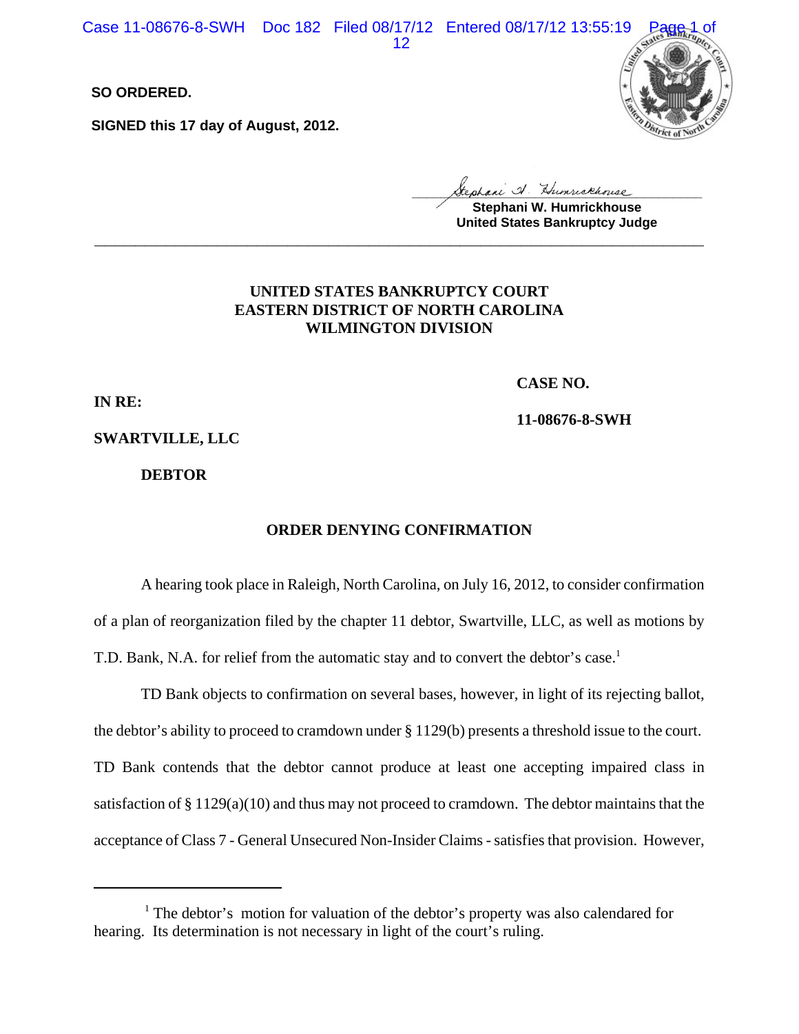**SO ORDERED.**

**SIGNED this 17 day of August, 2012.**

Stephani W. Humrickhouse
United States Bankruptcy Judge

---

**UNITED STATES BANKRUPTCY COURT**
**EASTERN DISTRICT OF NORTH CAROLINA**
**WILMINGTON DIVISION**

**IN RE:**

**SWARTVILLE, LLC**

**DEBTOR**

**CASE NO.**

**11-08676-8-SWH**

**ORDER DENYING CONFIRMATION**

A hearing took place in Raleigh, North Carolina, on July 16, 2012, to consider confirmation of a plan of reorganization filed by the chapter 11 debtor, Swartville, LLC, as well as motions by T.D. Bank, N.A. for relief from the automatic stay and to convert the debtor's case.[1]

TD Bank objects to confirmation on several bases, however, in light of its rejecting ballot, the debtor's ability to proceed to cramdown under § 1129(b) presents a threshold issue to the court. TD Bank contends that the debtor cannot produce at least one accepting impaired class in satisfaction of § 1129(a)(10) and thus may not proceed to cramdown. The debtor maintains that the acceptance of Class 7 - General Unsecured Non-Insider Claims - satisfies that provision. However,

---

[1] The debtor's motion for valuation of the debtor's property was also calendared for hearing. Its determination is not necessary in light of the court's ruling.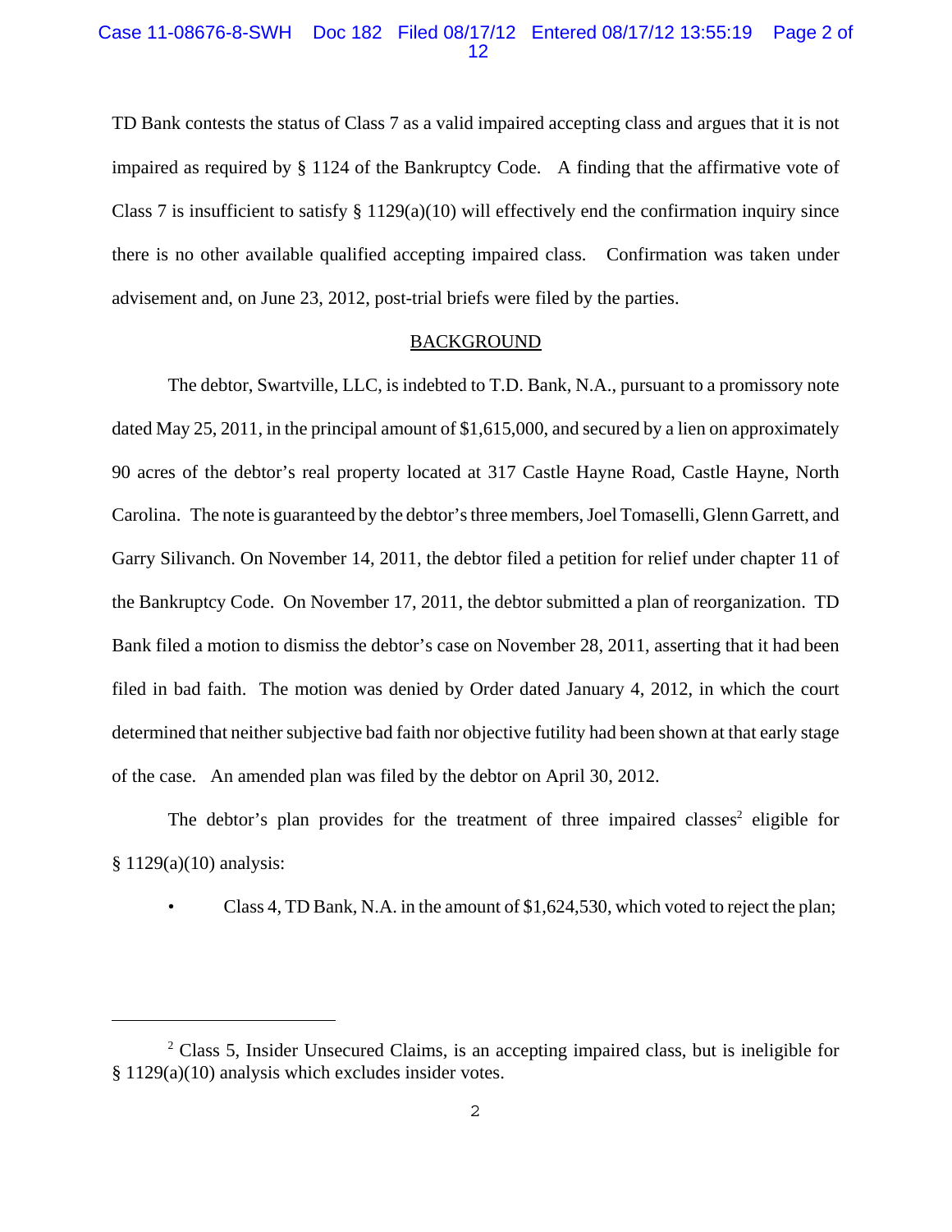TD Bank contests the status of Class 7 as a valid impaired accepting class and argues that it is not impaired as required by § 1124 of the Bankruptcy Code. A finding that the affirmative vote of Class 7 is insufficient to satisfy § 1129(a)(10) will effectively end the confirmation inquiry since there is no other available qualified accepting impaired class. Confirmation was taken under advisement and, on June 23, 2012, post-trial briefs were filed by the parties.

## BACKGROUND

The debtor, Swartville, LLC, is indebted to T.D. Bank, N.A., pursuant to a promissory note dated May 25, 2011, in the principal amount of $1,615,000, and secured by a lien on approximately 90 acres of the debtor's real property located at 317 Castle Hayne Road, Castle Hayne, North Carolina. The note is guaranteed by the debtor's three members, Joel Tomaselli, Glenn Garrett, and Garry Silivanch. On November 14, 2011, the debtor filed a petition for relief under chapter 11 of the Bankruptcy Code. On November 17, 2011, the debtor submitted a plan of reorganization. TD Bank filed a motion to dismiss the debtor's case on November 28, 2011, asserting that it had been filed in bad faith. The motion was denied by Order dated January 4, 2012, in which the court determined that neither subjective bad faith nor objective futility had been shown at that early stage of the case. An amended plan was filed by the debtor on April 30, 2012.

The debtor's plan provides for the treatment of three impaired classes[2] eligible for § 1129(a)(10) analysis:

- Class 4, TD Bank, N.A. in the amount of $1,624,530, which voted to reject the plan;

[2] Class 5, Insider Unsecured Claims, is an accepting impaired class, but is ineligible for § 1129(a)(10) analysis which excludes insider votes.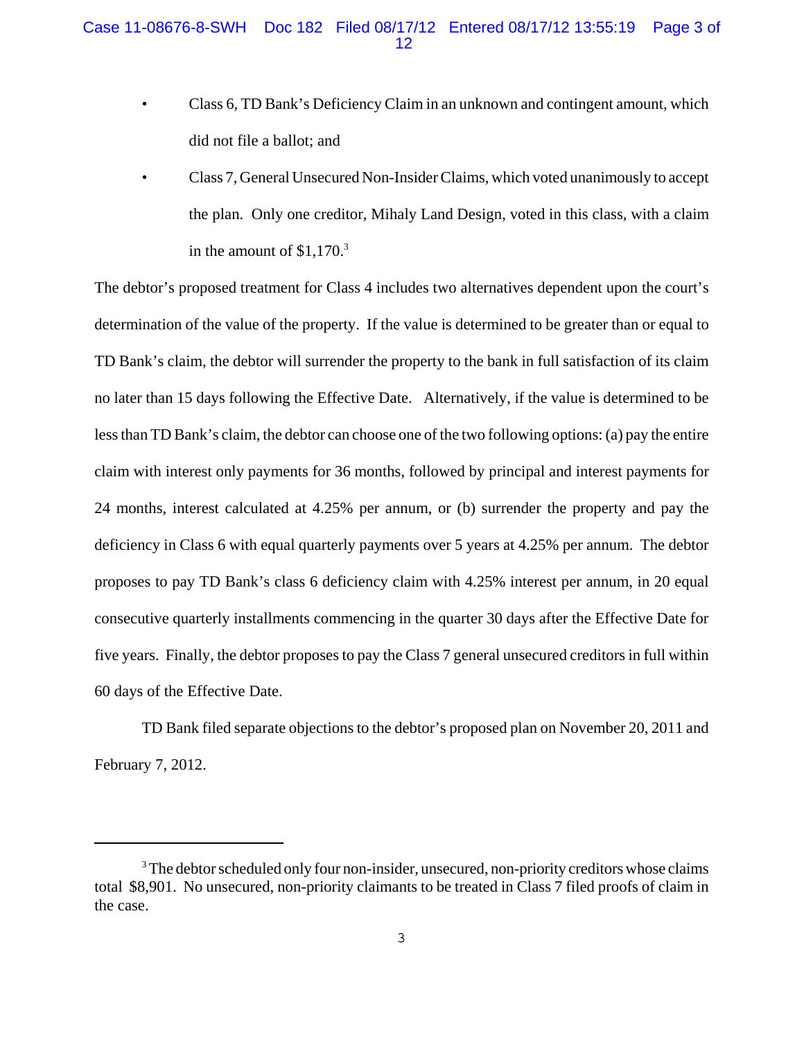- Class 6, TD Bank's Deficiency Claim in an unknown and contingent amount, which did not file a ballot; and
- Class 7, General Unsecured Non-Insider Claims, which voted unanimously to accept the plan. Only one creditor, Mihaly Land Design, voted in this class, with a claim in the amount of $1,170.[3]

The debtor's proposed treatment for Class 4 includes two alternatives dependent upon the court's determination of the value of the property. If the value is determined to be greater than or equal to TD Bank's claim, the debtor will surrender the property to the bank in full satisfaction of its claim no later than 15 days following the Effective Date. Alternatively, if the value is determined to be less than TD Bank's claim, the debtor can choose one of the two following options: (a) pay the entire claim with interest only payments for 36 months, followed by principal and interest payments for 24 months, interest calculated at 4.25% per annum, or (b) surrender the property and pay the deficiency in Class 6 with equal quarterly payments over 5 years at 4.25% per annum. The debtor proposes to pay TD Bank's class 6 deficiency claim with 4.25% interest per annum, in 20 equal consecutive quarterly installments commencing in the quarter 30 days after the Effective Date for five years. Finally, the debtor proposes to pay the Class 7 general unsecured creditors in full within 60 days of the Effective Date.

TD Bank filed separate objections to the debtor's proposed plan on November 20, 2011 and February 7, 2012.

---

[3] The debtor scheduled only four non-insider, unsecured, non-priority creditors whose claims total $8,901. No unsecured, non-priority claimants to be treated in Class 7 filed proofs of claim in the case.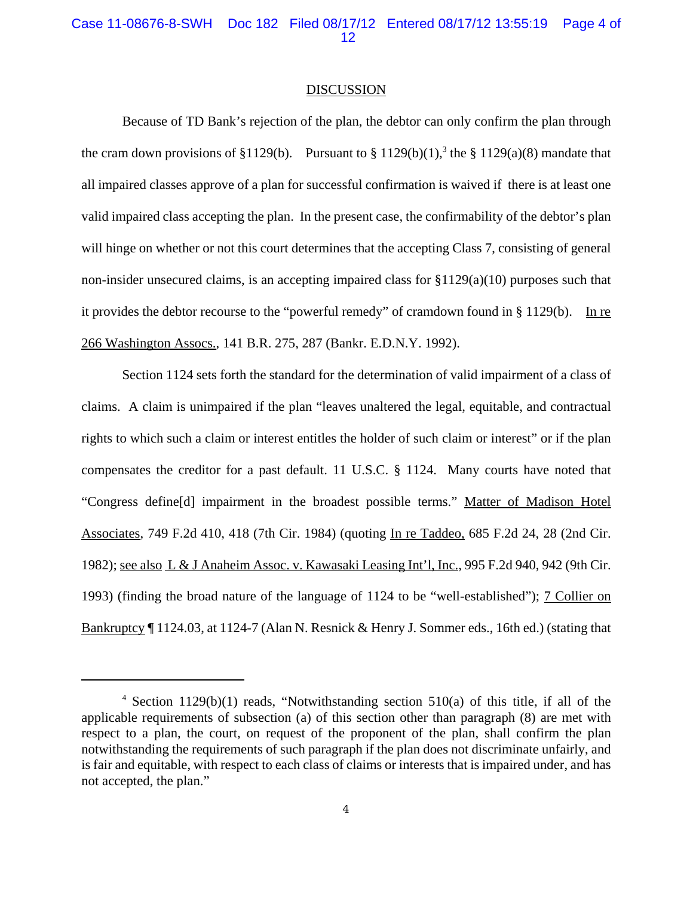## DISCUSSION

Because of TD Bank's rejection of the plan, the debtor can only confirm the plan through the cram down provisions of §1129(b). Pursuant to § 1129(b)(1),[3] the § 1129(a)(8) mandate that all impaired classes approve of a plan for successful confirmation is waived if there is at least one valid impaired class accepting the plan. In the present case, the confirmability of the debtor's plan will hinge on whether or not this court determines that the accepting Class 7, consisting of general non-insider unsecured claims, is an accepting impaired class for §1129(a)(10) purposes such that it provides the debtor recourse to the "powerful remedy" of cramdown found in § 1129(b). In re 266 Washington Assocs., 141 B.R. 275, 287 (Bankr. E.D.N.Y. 1992).

Section 1124 sets forth the standard for the determination of valid impairment of a class of claims. A claim is unimpaired if the plan "leaves unaltered the legal, equitable, and contractual rights to which such a claim or interest entitles the holder of such claim or interest" or if the plan compensates the creditor for a past default. 11 U.S.C. § 1124. Many courts have noted that "Congress define[d] impairment in the broadest possible terms." Matter of Madison Hotel Associates, 749 F.2d 410, 418 (7th Cir. 1984) (quoting In re Taddeo, 685 F.2d 24, 28 (2nd Cir. 1982); see also L & J Anaheim Assoc. v. Kawasaki Leasing Int'l, Inc., 995 F.2d 940, 942 (9th Cir. 1993) (finding the broad nature of the language of 1124 to be "well-established"); 7 Collier on Bankruptcy ¶ 1124.03, at 1124-7 (Alan N. Resnick & Henry J. Sommer eds., 16th ed.) (stating that

---

[4] Section 1129(b)(1) reads, "Notwithstanding section 510(a) of this title, if all of the applicable requirements of subsection (a) of this section other than paragraph (8) are met with respect to a plan, the court, on request of the proponent of the plan, shall confirm the plan notwithstanding the requirements of such paragraph if the plan does not discriminate unfairly, and is fair and equitable, with respect to each class of claims or interests that is impaired under, and has not accepted, the plan."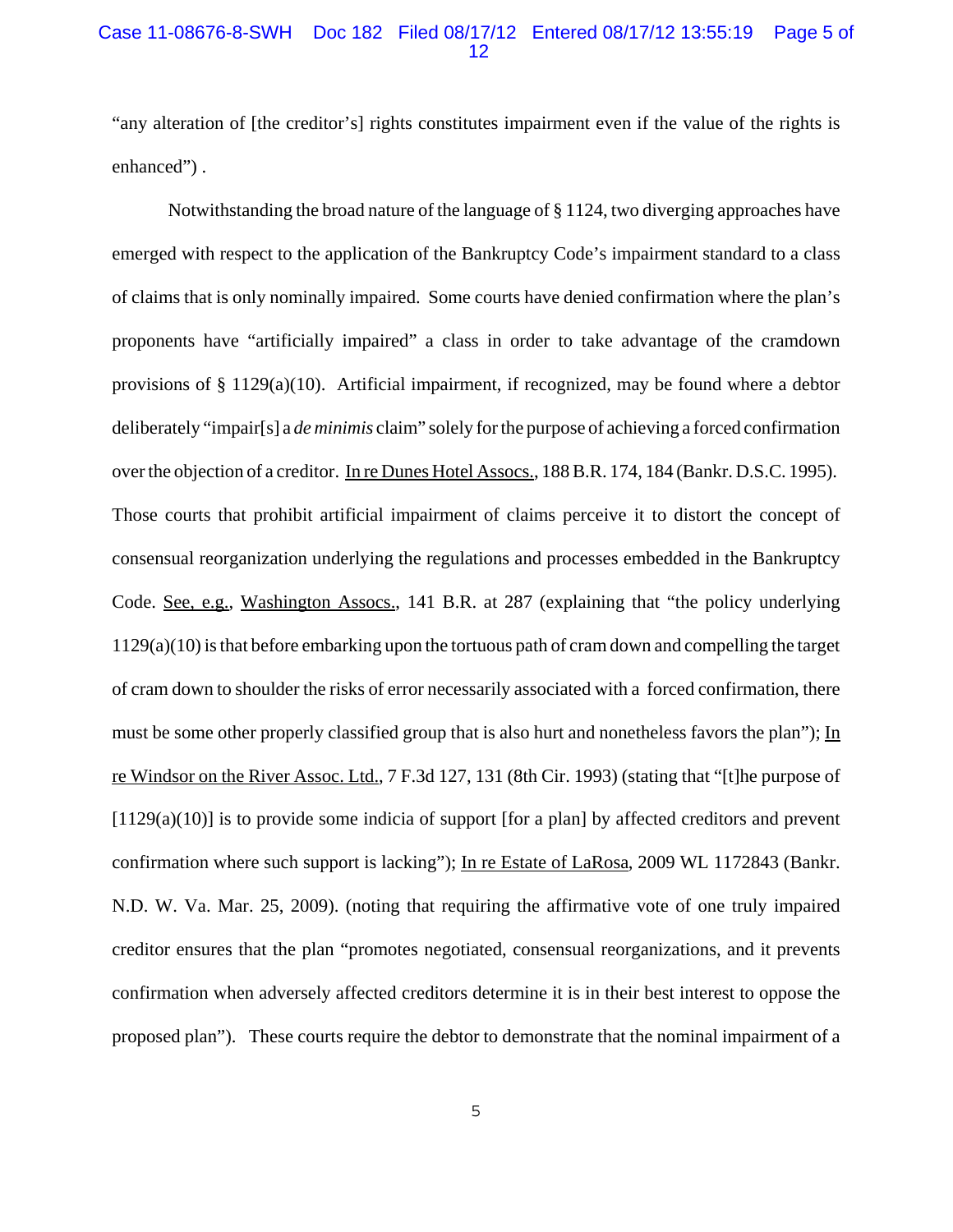"any alteration of [the creditor's] rights constitutes impairment even if the value of the rights is enhanced") .

Notwithstanding the broad nature of the language of § 1124, two diverging approaches have emerged with respect to the application of the Bankruptcy Code's impairment standard to a class of claims that is only nominally impaired. Some courts have denied confirmation where the plan's proponents have "artificially impaired" a class in order to take advantage of the cramdown provisions of § 1129(a)(10). Artificial impairment, if recognized, may be found where a debtor deliberately "impair[s] a *de minimis* claim" solely for the purpose of achieving a forced confirmation over the objection of a creditor. In re Dunes Hotel Assocs., 188 B.R. 174, 184 (Bankr. D.S.C. 1995). Those courts that prohibit artificial impairment of claims perceive it to distort the concept of consensual reorganization underlying the regulations and processes embedded in the Bankruptcy Code. See, e.g., Washington Assocs., 141 B.R. at 287 (explaining that "the policy underlying 1129(a)(10) is that before embarking upon the tortuous path of cram down and compelling the target of cram down to shoulder the risks of error necessarily associated with a forced confirmation, there must be some other properly classified group that is also hurt and nonetheless favors the plan"); In re Windsor on the River Assoc. Ltd., 7 F.3d 127, 131 (8th Cir. 1993) (stating that "[t]he purpose of [1129(a)(10)] is to provide some indicia of support [for a plan] by affected creditors and prevent confirmation where such support is lacking"); In re Estate of LaRosa, 2009 WL 1172843 (Bankr. N.D. W. Va. Mar. 25, 2009). (noting that requiring the affirmative vote of one truly impaired creditor ensures that the plan "promotes negotiated, consensual reorganizations, and it prevents confirmation when adversely affected creditors determine it is in their best interest to oppose the proposed plan"). These courts require the debtor to demonstrate that the nominal impairment of a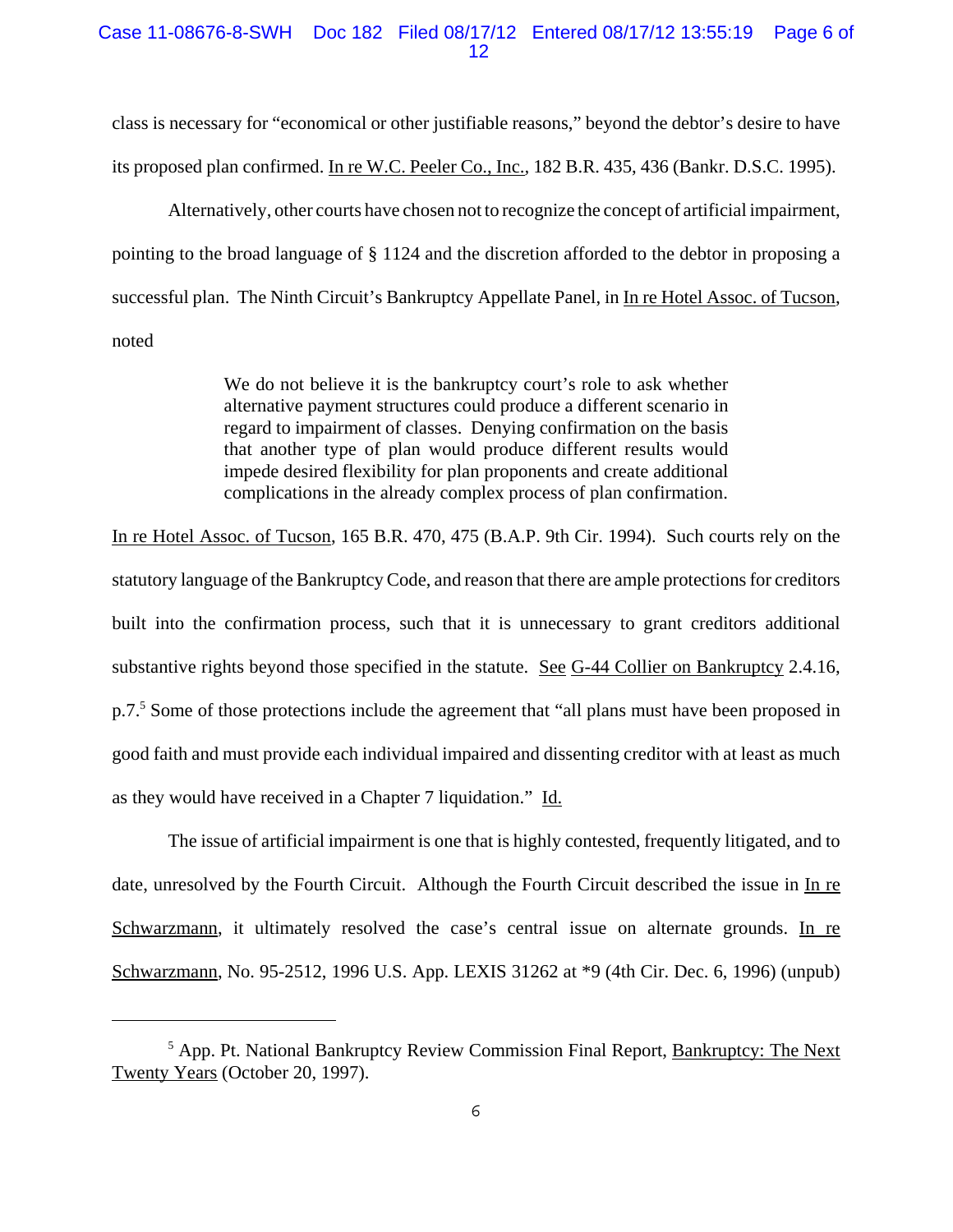class is necessary for "economical or other justifiable reasons," beyond the debtor's desire to have its proposed plan confirmed. In re W.C. Peeler Co., Inc., 182 B.R. 435, 436 (Bankr. D.S.C. 1995).

Alternatively, other courts have chosen not to recognize the concept of artificial impairment, pointing to the broad language of § 1124 and the discretion afforded to the debtor in proposing a successful plan. The Ninth Circuit's Bankruptcy Appellate Panel, in In re Hotel Assoc. of Tucson, noted

> We do not believe it is the bankruptcy court's role to ask whether alternative payment structures could produce a different scenario in regard to impairment of classes. Denying confirmation on the basis that another type of plan would produce different results would impede desired flexibility for plan proponents and create additional complications in the already complex process of plan confirmation.

In re Hotel Assoc. of Tucson, 165 B.R. 470, 475 (B.A.P. 9th Cir. 1994). Such courts rely on the statutory language of the Bankruptcy Code, and reason that there are ample protections for creditors built into the confirmation process, such that it is unnecessary to grant creditors additional substantive rights beyond those specified in the statute. See G-44 Collier on Bankruptcy 2.4.16, p.7.[5] Some of those protections include the agreement that "all plans must have been proposed in good faith and must provide each individual impaired and dissenting creditor with at least as much as they would have received in a Chapter 7 liquidation." Id.

The issue of artificial impairment is one that is highly contested, frequently litigated, and to date, unresolved by the Fourth Circuit. Although the Fourth Circuit described the issue in In re Schwarzmann, it ultimately resolved the case's central issue on alternate grounds. In re Schwarzmann, No. 95-2512, 1996 U.S. App. LEXIS 31262 at *9 (4th Cir. Dec. 6, 1996) (unpub)

---

[5] App. Pt. National Bankruptcy Review Commission Final Report, Bankruptcy: The Next Twenty Years (October 20, 1997).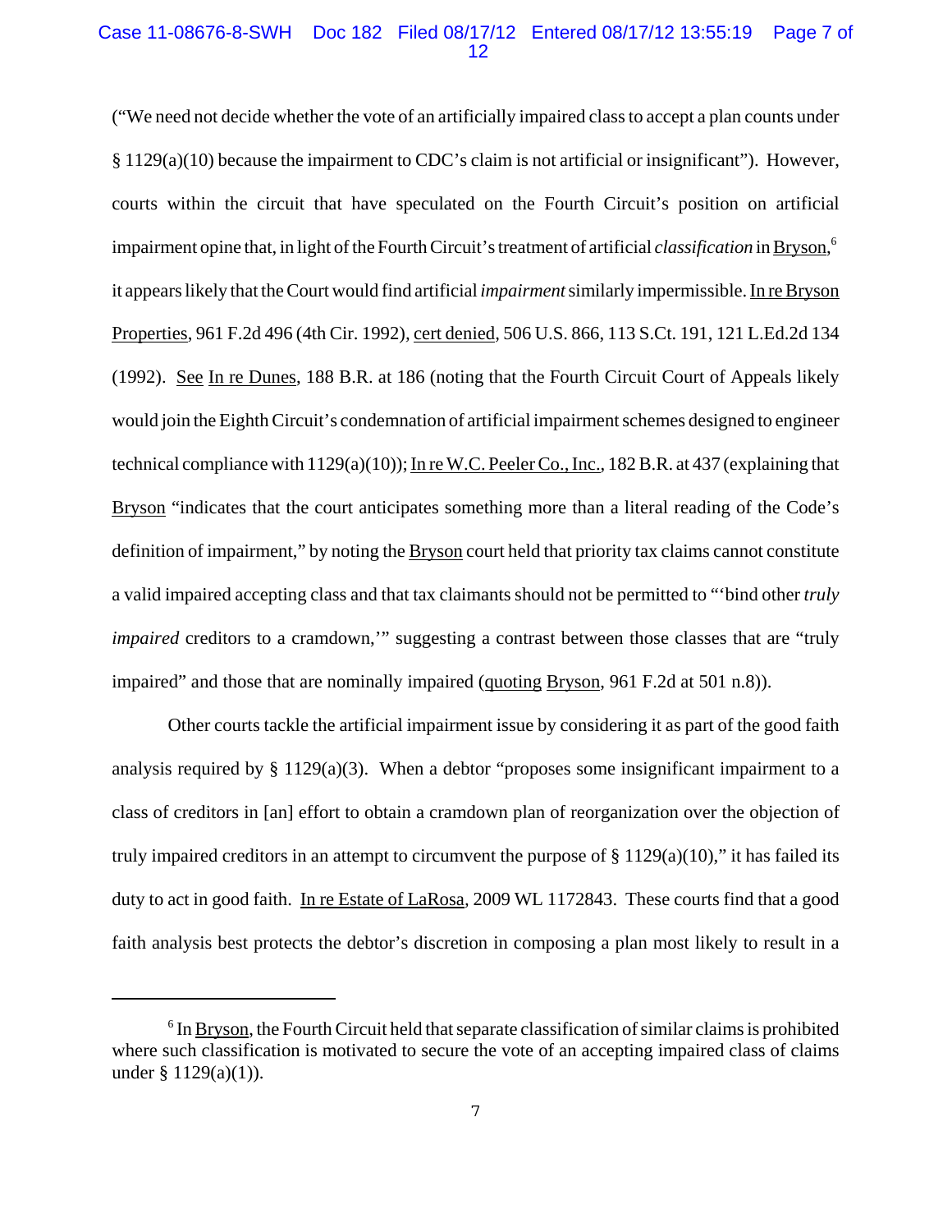("We need not decide whether the vote of an artificially impaired class to accept a plan counts under § 1129(a)(10) because the impairment to CDC's claim is not artificial or insignificant"). However, courts within the circuit that have speculated on the Fourth Circuit's position on artificial impairment opine that, in light of the Fourth Circuit's treatment of artificial *classification* in Bryson,[6] it appears likely that the Court would find artificial *impairment* similarly impermissible. In re Bryson Properties, 961 F.2d 496 (4th Cir. 1992), cert denied, 506 U.S. 866, 113 S.Ct. 191, 121 L.Ed.2d 134 (1992). See In re Dunes, 188 B.R. at 186 (noting that the Fourth Circuit Court of Appeals likely would join the Eighth Circuit's condemnation of artificial impairment schemes designed to engineer technical compliance with 1129(a)(10)); In re W.C. Peeler Co., Inc., 182 B.R. at 437 (explaining that Bryson "indicates that the court anticipates something more than a literal reading of the Code's definition of impairment," by noting the Bryson court held that priority tax claims cannot constitute a valid impaired accepting class and that tax claimants should not be permitted to "'bind other *truly impaired* creditors to a cramdown,'" suggesting a contrast between those classes that are "truly impaired" and those that are nominally impaired (quoting Bryson, 961 F.2d at 501 n.8)).

Other courts tackle the artificial impairment issue by considering it as part of the good faith analysis required by § 1129(a)(3). When a debtor "proposes some insignificant impairment to a class of creditors in [an] effort to obtain a cramdown plan of reorganization over the objection of truly impaired creditors in an attempt to circumvent the purpose of § 1129(a)(10)," it has failed its duty to act in good faith. In re Estate of LaRosa, 2009 WL 1172843. These courts find that a good faith analysis best protects the debtor's discretion in composing a plan most likely to result in a

---

[6] In Bryson, the Fourth Circuit held that separate classification of similar claims is prohibited where such classification is motivated to secure the vote of an accepting impaired class of claims under § 1129(a)(1)).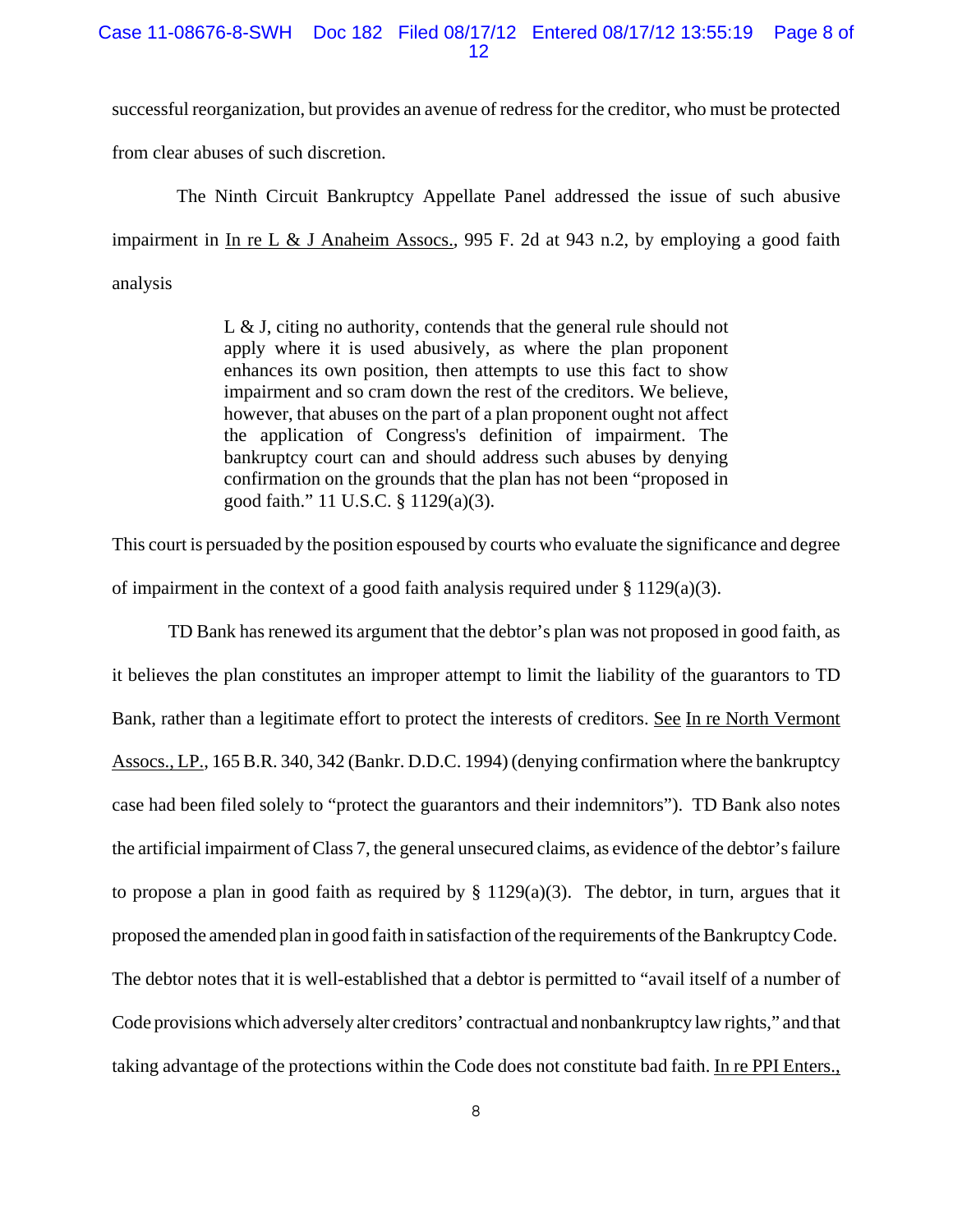successful reorganization, but provides an avenue of redress for the creditor, who must be protected from clear abuses of such discretion.

The Ninth Circuit Bankruptcy Appellate Panel addressed the issue of such abusive impairment in In re L & J Anaheim Assocs., 995 F. 2d at 943 n.2, by employing a good faith analysis

> L & J, citing no authority, contends that the general rule should not apply where it is used abusively, as where the plan proponent enhances its own position, then attempts to use this fact to show impairment and so cram down the rest of the creditors. We believe, however, that abuses on the part of a plan proponent ought not affect the application of Congress's definition of impairment. The bankruptcy court can and should address such abuses by denying confirmation on the grounds that the plan has not been "proposed in good faith." 11 U.S.C. § 1129(a)(3).

This court is persuaded by the position espoused by courts who evaluate the significance and degree of impairment in the context of a good faith analysis required under § 1129(a)(3).

TD Bank has renewed its argument that the debtor's plan was not proposed in good faith, as it believes the plan constitutes an improper attempt to limit the liability of the guarantors to TD Bank, rather than a legitimate effort to protect the interests of creditors. See In re North Vermont Assocs., LP., 165 B.R. 340, 342 (Bankr. D.D.C. 1994) (denying confirmation where the bankruptcy case had been filed solely to "protect the guarantors and their indemnitors"). TD Bank also notes the artificial impairment of Class 7, the general unsecured claims, as evidence of the debtor's failure to propose a plan in good faith as required by § 1129(a)(3). The debtor, in turn, argues that it proposed the amended plan in good faith in satisfaction of the requirements of the Bankruptcy Code. The debtor notes that it is well-established that a debtor is permitted to "avail itself of a number of Code provisions which adversely alter creditors' contractual and nonbankruptcy law rights," and that taking advantage of the protections within the Code does not constitute bad faith. In re PPI Enters.,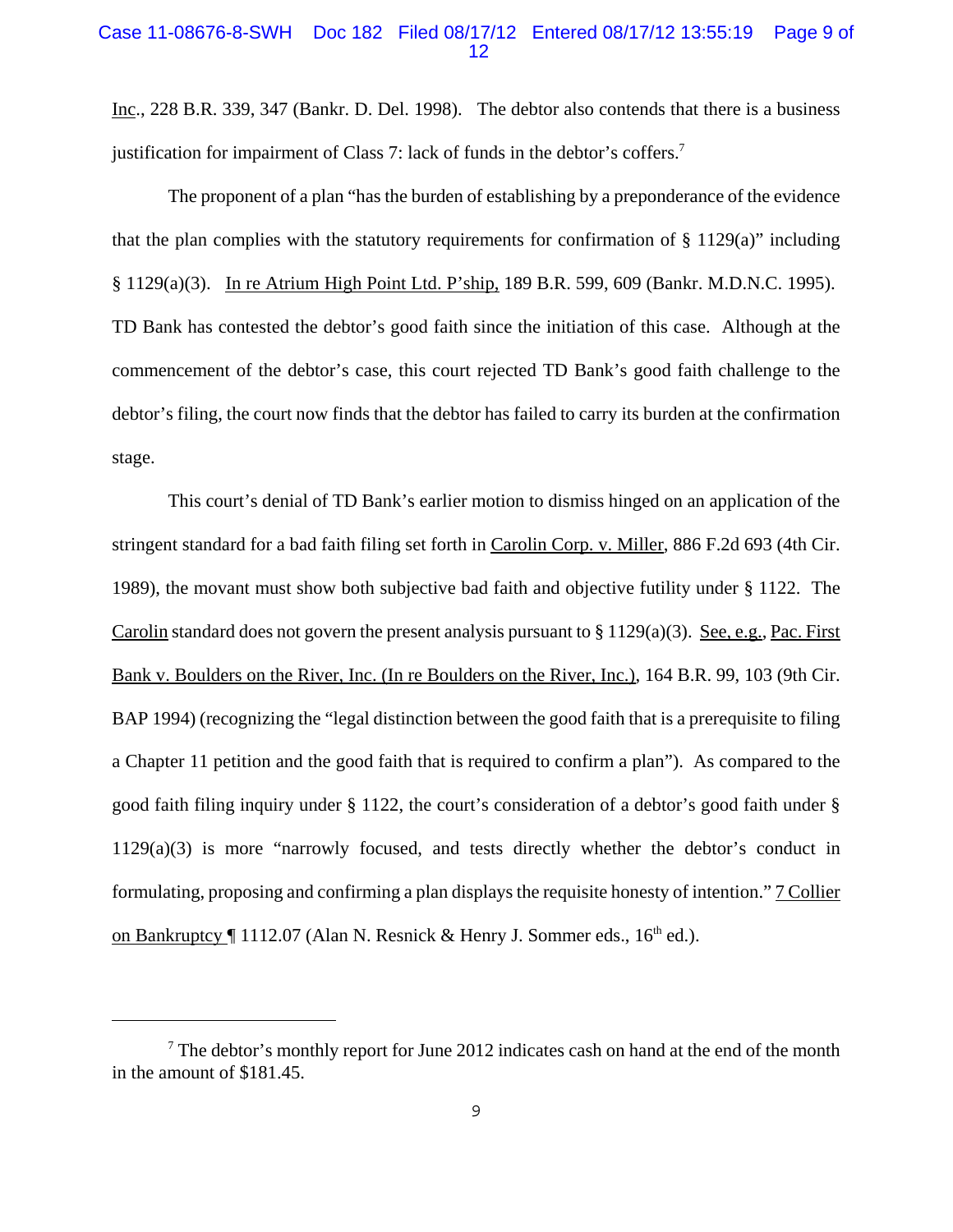Inc., 228 B.R. 339, 347 (Bankr. D. Del. 1998). The debtor also contends that there is a business justification for impairment of Class 7: lack of funds in the debtor's coffers.[7]

The proponent of a plan "has the burden of establishing by a preponderance of the evidence that the plan complies with the statutory requirements for confirmation of § 1129(a)" including § 1129(a)(3). In re Atrium High Point Ltd. P'ship, 189 B.R. 599, 609 (Bankr. M.D.N.C. 1995). TD Bank has contested the debtor's good faith since the initiation of this case. Although at the commencement of the debtor's case, this court rejected TD Bank's good faith challenge to the debtor's filing, the court now finds that the debtor has failed to carry its burden at the confirmation stage.

This court's denial of TD Bank's earlier motion to dismiss hinged on an application of the stringent standard for a bad faith filing set forth in Carolin Corp. v. Miller, 886 F.2d 693 (4th Cir. 1989), the movant must show both subjective bad faith and objective futility under § 1122. The Carolin standard does not govern the present analysis pursuant to § 1129(a)(3). See, e.g., Pac. First Bank v. Boulders on the River, Inc. (In re Boulders on the River, Inc.), 164 B.R. 99, 103 (9th Cir. BAP 1994) (recognizing the "legal distinction between the good faith that is a prerequisite to filing a Chapter 11 petition and the good faith that is required to confirm a plan"). As compared to the good faith filing inquiry under § 1122, the court's consideration of a debtor's good faith under § 1129(a)(3) is more "narrowly focused, and tests directly whether the debtor's conduct in formulating, proposing and confirming a plan displays the requisite honesty of intention." 7 Collier on Bankruptcy ¶ 1112.07 (Alan N. Resnick & Henry J. Sommer eds., 16th ed.).

---

[7] The debtor's monthly report for June 2012 indicates cash on hand at the end of the month in the amount of $181.45.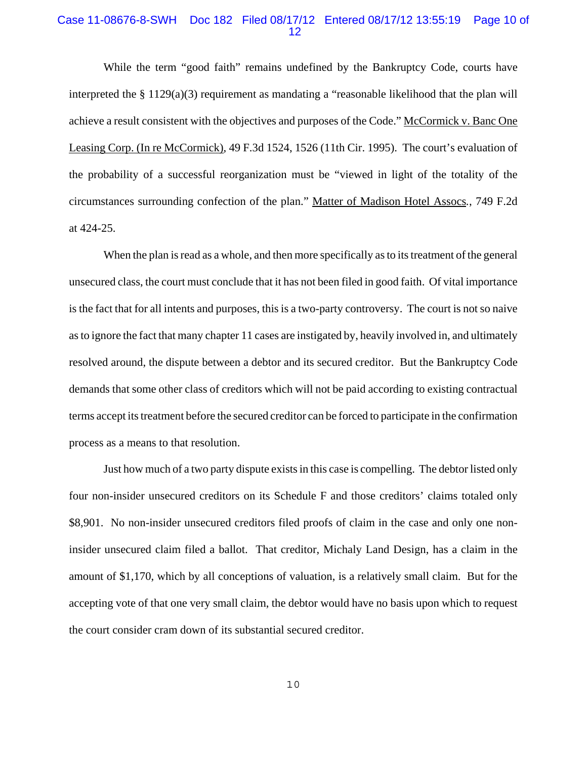While the term "good faith" remains undefined by the Bankruptcy Code, courts have interpreted the § 1129(a)(3) requirement as mandating a "reasonable likelihood that the plan will achieve a result consistent with the objectives and purposes of the Code." McCormick v. Banc One Leasing Corp. (In re McCormick), 49 F.3d 1524, 1526 (11th Cir. 1995). The court's evaluation of the probability of a successful reorganization must be "viewed in light of the totality of the circumstances surrounding confection of the plan." Matter of Madison Hotel Assocs., 749 F.2d at 424-25.

When the plan is read as a whole, and then more specifically as to its treatment of the general unsecured class, the court must conclude that it has not been filed in good faith. Of vital importance is the fact that for all intents and purposes, this is a two-party controversy. The court is not so naive as to ignore the fact that many chapter 11 cases are instigated by, heavily involved in, and ultimately resolved around, the dispute between a debtor and its secured creditor. But the Bankruptcy Code demands that some other class of creditors which will not be paid according to existing contractual terms accept its treatment before the secured creditor can be forced to participate in the confirmation process as a means to that resolution.

Just how much of a two party dispute exists in this case is compelling. The debtor listed only four non-insider unsecured creditors on its Schedule F and those creditors' claims totaled only $8,901. No non-insider unsecured creditors filed proofs of claim in the case and only one non-insider unsecured claim filed a ballot. That creditor, Michaly Land Design, has a claim in the amount of $1,170, which by all conceptions of valuation, is a relatively small claim. But for the accepting vote of that one very small claim, the debtor would have no basis upon which to request the court consider cram down of its substantial secured creditor.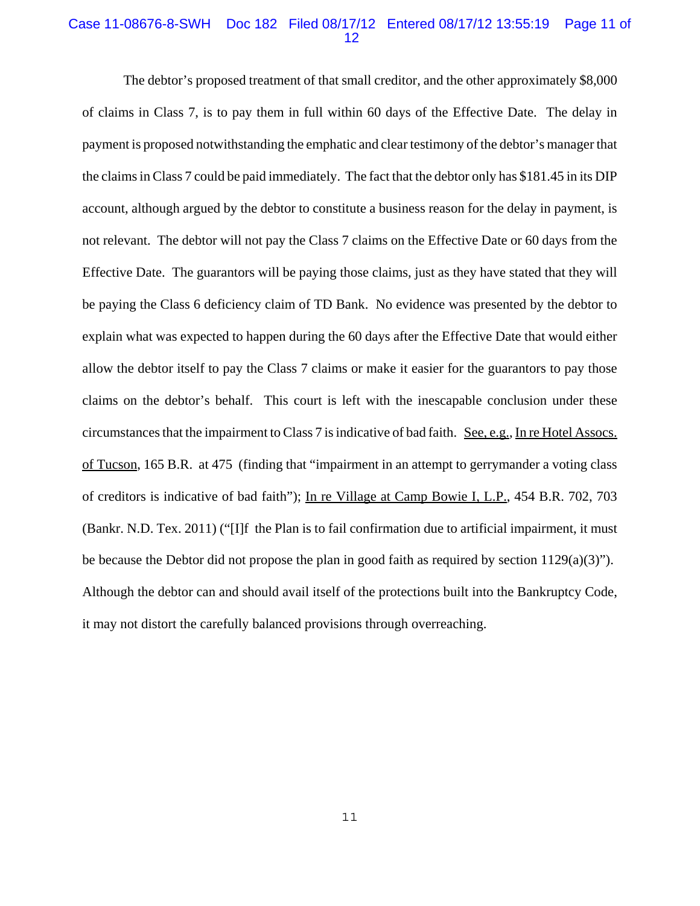The debtor's proposed treatment of that small creditor, and the other approximately $8,000 of claims in Class 7, is to pay them in full within 60 days of the Effective Date. The delay in payment is proposed notwithstanding the emphatic and clear testimony of the debtor's manager that the claims in Class 7 could be paid immediately. The fact that the debtor only has $181.45 in its DIP account, although argued by the debtor to constitute a business reason for the delay in payment, is not relevant. The debtor will not pay the Class 7 claims on the Effective Date or 60 days from the Effective Date. The guarantors will be paying those claims, just as they have stated that they will be paying the Class 6 deficiency claim of TD Bank. No evidence was presented by the debtor to explain what was expected to happen during the 60 days after the Effective Date that would either allow the debtor itself to pay the Class 7 claims or make it easier for the guarantors to pay those claims on the debtor's behalf. This court is left with the inescapable conclusion under these circumstances that the impairment to Class 7 is indicative of bad faith. See, e.g., In re Hotel Assocs. of Tucson, 165 B.R. at 475 (finding that "impairment in an attempt to gerrymander a voting class of creditors is indicative of bad faith"); In re Village at Camp Bowie I, L.P., 454 B.R. 702, 703 (Bankr. N.D. Tex. 2011) ("[I]f the Plan is to fail confirmation due to artificial impairment, it must be because the Debtor did not propose the plan in good faith as required by section 1129(a)(3)"). Although the debtor can and should avail itself of the protections built into the Bankruptcy Code, it may not distort the carefully balanced provisions through overreaching.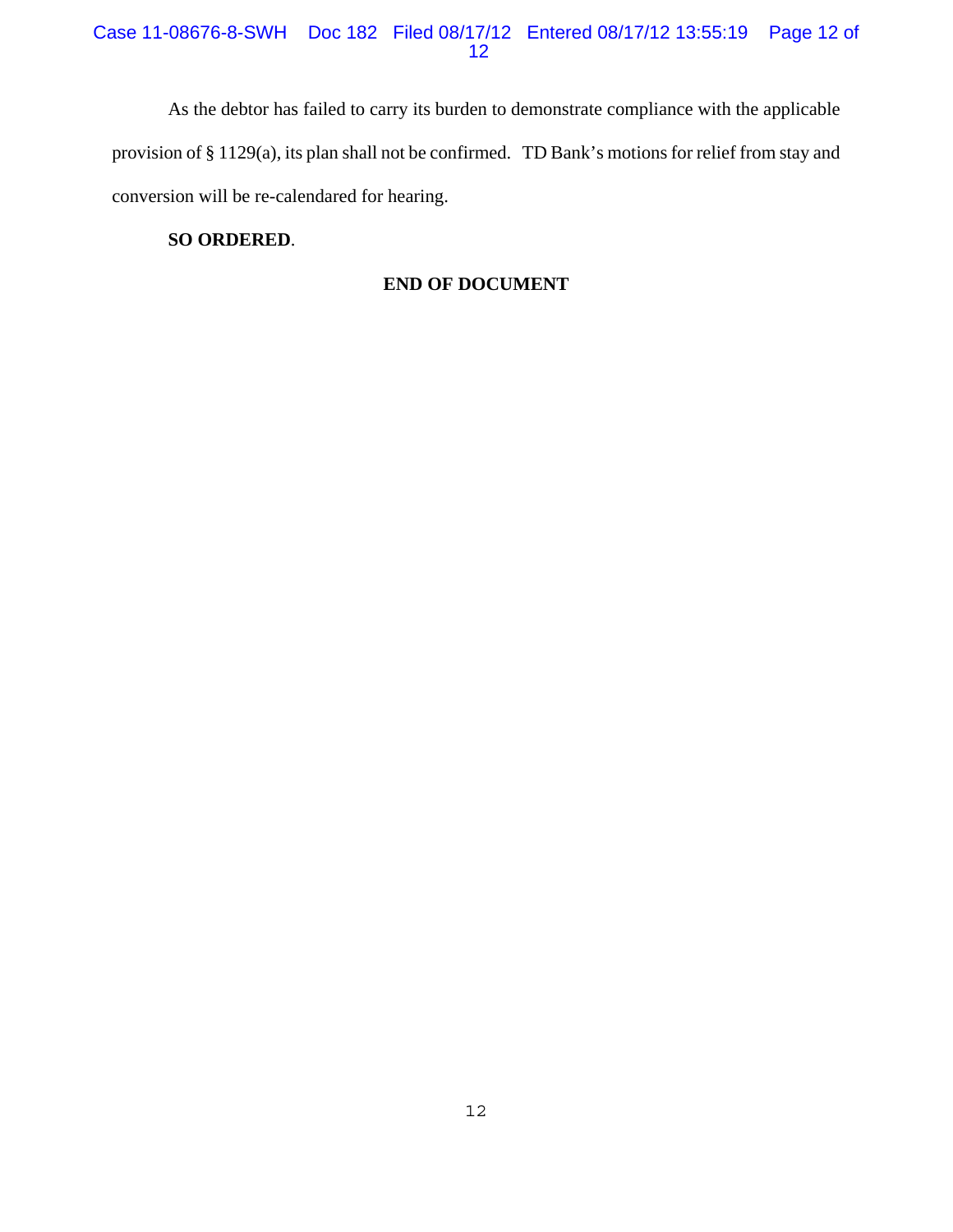As the debtor has failed to carry its burden to demonstrate compliance with the applicable provision of § 1129(a), its plan shall not be confirmed. TD Bank's motions for relief from stay and conversion will be re-calendared for hearing.

**SO ORDERED**.

**END OF DOCUMENT**